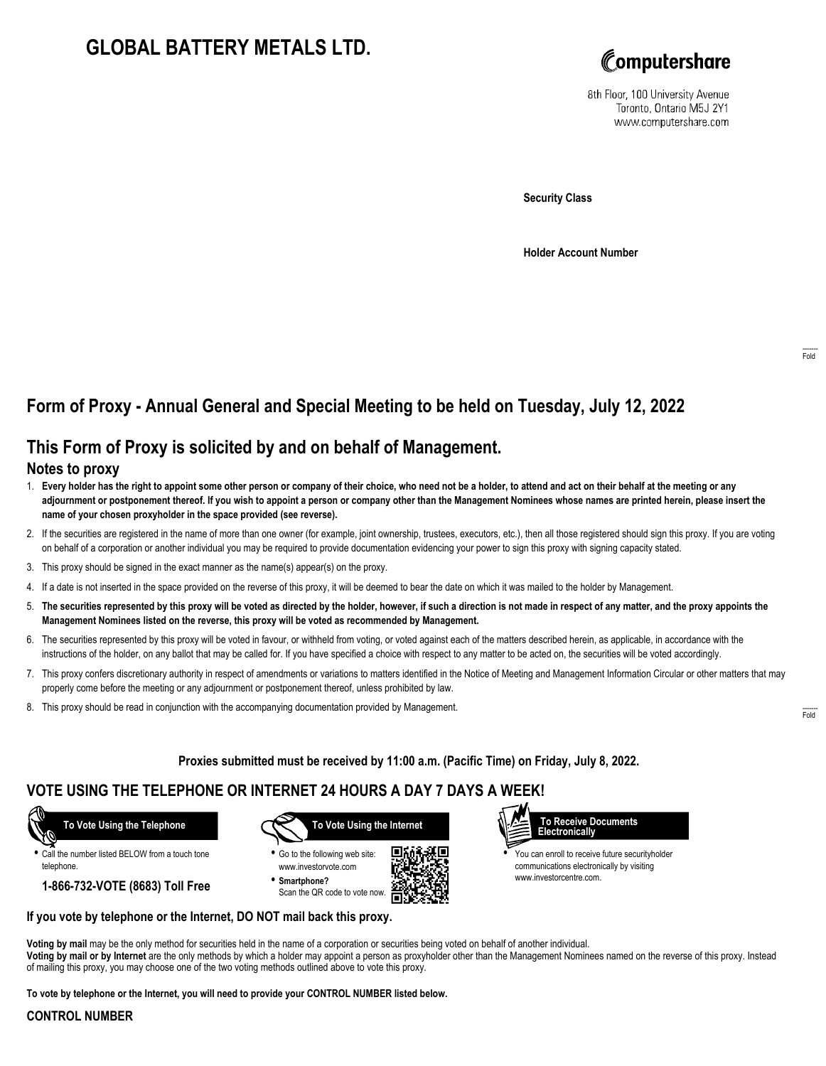# GLOBAL BATTERY METALS LTD.

Computershare

8th Floor, 100 University Avenue
Toronto, Ontario M5J 2Y1
www.computershare.com

**Security Class**

**Holder Account Number**

Fold

## Form of Proxy - Annual General and Special Meeting to be held on Tuesday, July 12, 2022

## This Form of Proxy is solicited by and on behalf of Management.

### Notes to proxy

1. **Every holder has the right to appoint some other person or company of their choice, who need not be a holder, to attend and act on their behalf at the meeting or any adjournment or postponement thereof. If you wish to appoint a person or company other than the Management Nominees whose names are printed herein, please insert the name of your chosen proxyholder in the space provided (see reverse).**
2. If the securities are registered in the name of more than one owner (for example, joint ownership, trustees, executors, etc.), then all those registered should sign this proxy. If you are voting on behalf of a corporation or another individual you may be required to provide documentation evidencing your power to sign this proxy with signing capacity stated.
3. This proxy should be signed in the exact manner as the name(s) appear(s) on the proxy.
4. If a date is not inserted in the space provided on the reverse of this proxy, it will be deemed to bear the date on which it was mailed to the holder by Management.
5. **The securities represented by this proxy will be voted as directed by the holder, however, if such a direction is not made in respect of any matter, and the proxy appoints the Management Nominees listed on the reverse, this proxy will be voted as recommended by Management.**
6. The securities represented by this proxy will be voted in favour, or withheld from voting, or voted against each of the matters described herein, as applicable, in accordance with the instructions of the holder, on any ballot that may be called for. If you have specified a choice with respect to any matter to be acted on, the securities will be voted accordingly.
7. This proxy confers discretionary authority in respect of amendments or variations to matters identified in the Notice of Meeting and Management Information Circular or other matters that may properly come before the meeting or any adjournment or postponement thereof, unless prohibited by law.
8. This proxy should be read in conjunction with the accompanying documentation provided by Management.

Fold

**Proxies submitted must be received by 11:00 a.m. (Pacific Time) on Friday, July 8, 2022.**

## VOTE USING THE TELEPHONE OR INTERNET 24 HOURS A DAY 7 DAYS A WEEK!

**To Vote Using the Telephone**

- Call the number listed BELOW from a touch tone telephone.

**1-866-732-VOTE (8683) Toll Free**

**To Vote Using the Internet**

- Go to the following web site: www.investorvote.com
- **Smartphone?** Scan the QR code to vote now.

**To Receive Documents Electronically**

- You can enroll to receive future securityholder communications electronically by visiting www.investorcentre.com.

**If you vote by telephone or the Internet, DO NOT mail back this proxy.**

**Voting by mail** may be the only method for securities held in the name of a corporation or securities being voted on behalf of another individual.
**Voting by mail or by Internet** are the only methods by which a holder may appoint a person as proxyholder other than the Management Nominees named on the reverse of this proxy. Instead of mailing this proxy, you may choose one of the two voting methods outlined above to vote this proxy.

**To vote by telephone or the Internet, you will need to provide your CONTROL NUMBER listed below.**

**CONTROL NUMBER**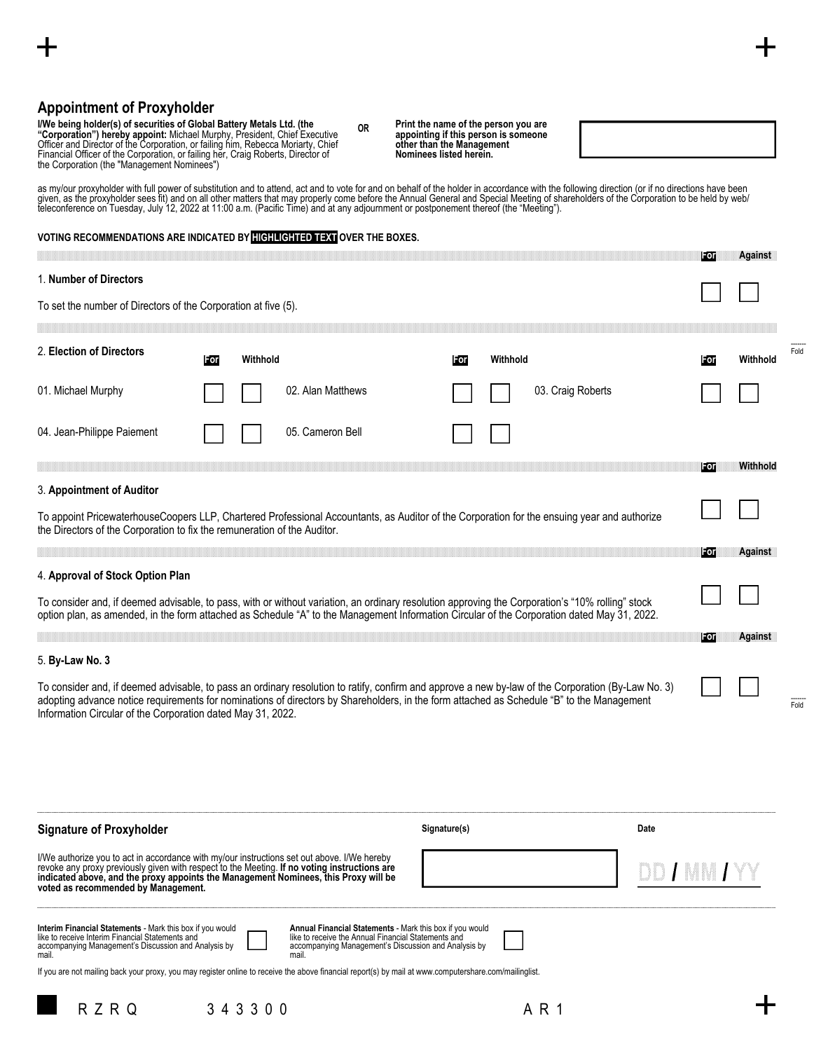## Appointment of Proxyholder

**I/We being holder(s) of securities of Global Battery Metals Ltd. (the "Corporation") hereby appoint:** Michael Murphy, President, Chief Executive Officer and Director of the Corporation, or failing him, Rebecca Moriarty, Chief Financial Officer of the Corporation, or failing her, Craig Roberts, Director of the Corporation (the "Management Nominees")

**OR**

**Print the name of the person you are appointing if this person is someone other than the Management Nominees listed herein.**

as my/our proxyholder with full power of substitution and to attend, act and to vote for and on behalf of the holder in accordance with the following direction (or if no directions have been given, as the proxyholder sees fit) and on all other matters that may properly come before the Annual General and Special Meeting of shareholders of the Corporation to be held by web/teleconference on Tuesday, July 12, 2022 at 11:00 a.m. (Pacific Time) and at any adjournment or postponement thereof (the "Meeting").

**VOTING RECOMMENDATIONS ARE INDICATED BY HIGHLIGHTED TEXT OVER THE BOXES.**

| | For | Against |
|---|---|---|
| 1. **Number of Directors** To set the number of Directors of the Corporation at five (5). | ☐ | ☐ |

2. **Election of Directors**

| | For | Withhold | | For | Withhold | | For | Withhold |
|---|---|---|---|---|---|---|---|---|
| 01. Michael Murphy | ☐ | ☐ | 02. Alan Matthews | ☐ | ☐ | 03. Craig Roberts | ☐ | ☐ |
| 04. Jean-Philippe Paiement | ☐ | ☐ | 05. Cameron Bell | ☐ | ☐ | | | |

| | For | Withhold |
|---|---|---|
| 3. **Appointment of Auditor** To appoint PricewaterhouseCoopers LLP, Chartered Professional Accountants, as Auditor of the Corporation for the ensuing year and authorize the Directors of the Corporation to fix the remuneration of the Auditor. | ☐ | ☐ |

| | For | Against |
|---|---|---|
| 4. **Approval of Stock Option Plan** To consider and, if deemed advisable, to pass, with or without variation, an ordinary resolution approving the Corporation's "10% rolling" stock option plan, as amended, in the form attached as Schedule "A" to the Management Information Circular of the Corporation dated May 31, 2022. | ☐ | ☐ |

| | For | Against |
|---|---|---|
| 5. **By-Law No. 3** To consider and, if deemed advisable, to pass an ordinary resolution to ratify, confirm and approve a new by-law of the Corporation (By-Law No. 3) adopting advance notice requirements for nominations of directors by Shareholders, in the form attached as Schedule "B" to the Management Information Circular of the Corporation dated May 31, 2022. | ☐ | ☐ |

## Signature of Proxyholder

I/We authorize you to act in accordance with my/our instructions set out above. I/We hereby revoke any proxy previously given with respect to the Meeting. **If no voting instructions are indicated above, and the proxy appoints the Management Nominees, this Proxy will be voted as recommended by Management.**

Signature(s)

Date

DD / MM / YY

**Interim Financial Statements** - Mark this box if you would like to receive Interim Financial Statements and accompanying Management's Discussion and Analysis by mail. ☐

**Annual Financial Statements** - Mark this box if you would like to receive the Annual Financial Statements and accompanying Management's Discussion and Analysis by mail. ☐

If you are not mailing back your proxy, you may register online to receive the above financial report(s) by mail at www.computershare.com/mailinglist.

R Z R Q 3 4 3 3 0 0 A R 1